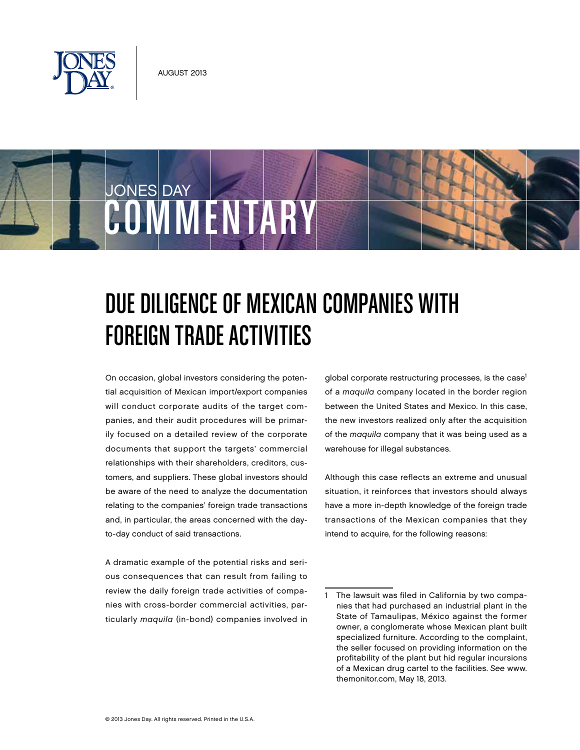# DUE DILIGENCE OF MEXICAN COMPANIES WITH FOREIGN TRADE ACTIVITIES

On occasion, global investors considering the potential acquisition of Mexican import/export companies will conduct corporate audits of the target companies, and their audit procedures will be primarily focused on a detailed review of the corporate documents that support the targets' commercial relationships with their shareholders, creditors, customers, and suppliers. These global investors should be aware of the need to analyze the documentation relating to the companies' foreign trade transactions and, in particular, the areas concerned with the day-to-day conduct of said transactions.

A dramatic example of the potential risks and serious consequences that can result from failing to review the daily foreign trade activities of companies with cross-border commercial activities, particularly *maquila* (in-bond) companies involved in global corporate restructuring processes, is the case[1] of a *maquila* company located in the border region between the United States and Mexico. In this case, the new investors realized only after the acquisition of the *maquila* company that it was being used as a warehouse for illegal substances.

Although this case reflects an extreme and unusual situation, it reinforces that investors should always have a more in-depth knowledge of the foreign trade transactions of the Mexican companies that they intend to acquire, for the following reasons:

---

1 The lawsuit was filed in California by two companies that had purchased an industrial plant in the State of Tamaulipas, México against the former owner, a conglomerate whose Mexican plant built specialized furniture. According to the complaint, the seller focused on providing information on the profitability of the plant but hid regular incursions of a Mexican drug cartel to the facilities. *See* www.themonitor.com, May 18, 2013.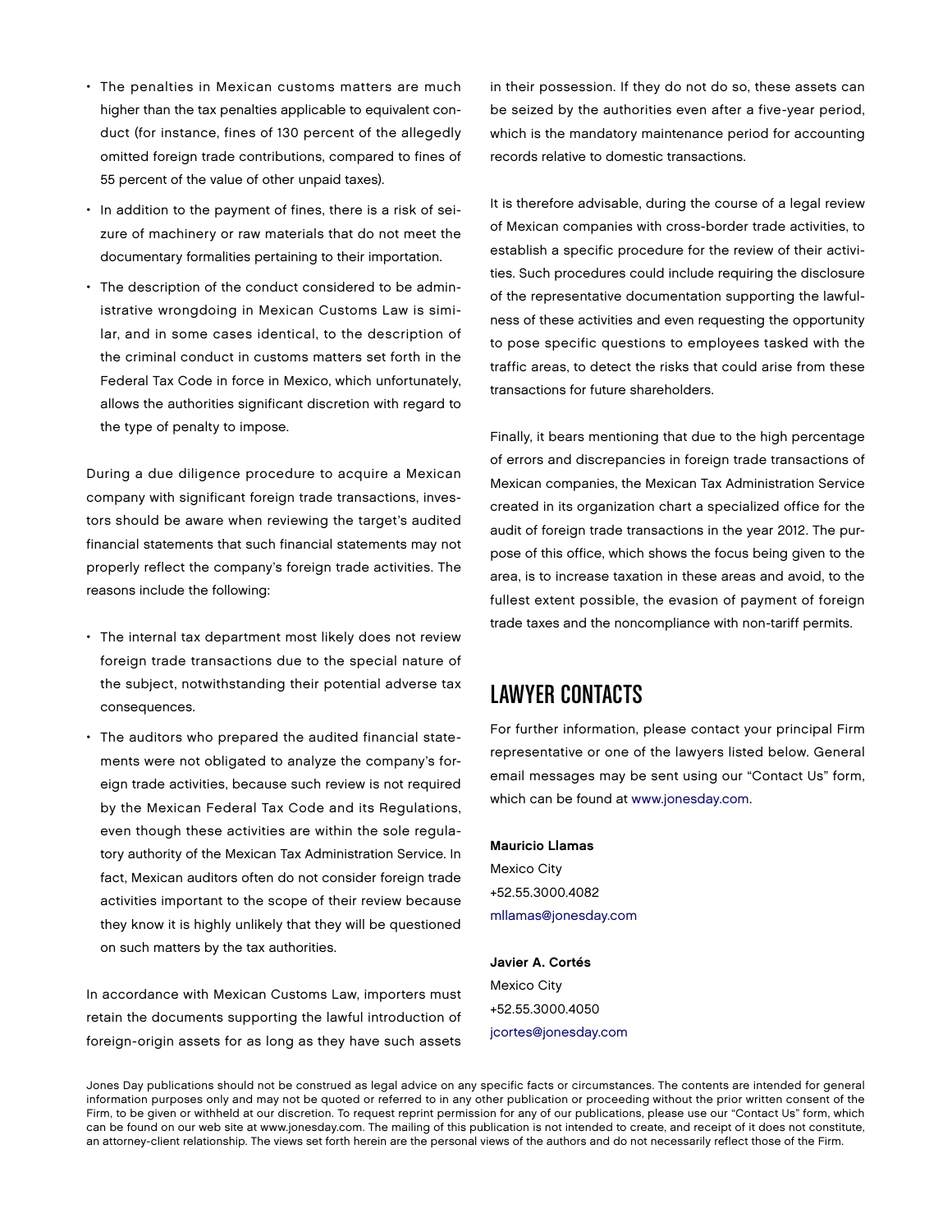- The penalties in Mexican customs matters are much higher than the tax penalties applicable to equivalent conduct (for instance, fines of 130 percent of the allegedly omitted foreign trade contributions, compared to fines of 55 percent of the value of other unpaid taxes).
- In addition to the payment of fines, there is a risk of seizure of machinery or raw materials that do not meet the documentary formalities pertaining to their importation.
- The description of the conduct considered to be administrative wrongdoing in Mexican Customs Law is similar, and in some cases identical, to the description of the criminal conduct in customs matters set forth in the Federal Tax Code in force in Mexico, which unfortunately, allows the authorities significant discretion with regard to the type of penalty to impose.

During a due diligence procedure to acquire a Mexican company with significant foreign trade transactions, investors should be aware when reviewing the target's audited financial statements that such financial statements may not properly reflect the company's foreign trade activities. The reasons include the following:

- The internal tax department most likely does not review foreign trade transactions due to the special nature of the subject, notwithstanding their potential adverse tax consequences.
- The auditors who prepared the audited financial statements were not obligated to analyze the company's foreign trade activities, because such review is not required by the Mexican Federal Tax Code and its Regulations, even though these activities are within the sole regulatory authority of the Mexican Tax Administration Service. In fact, Mexican auditors often do not consider foreign trade activities important to the scope of their review because they know it is highly unlikely that they will be questioned on such matters by the tax authorities.

In accordance with Mexican Customs Law, importers must retain the documents supporting the lawful introduction of foreign-origin assets for as long as they have such assets in their possession. If they do not do so, these assets can be seized by the authorities even after a five-year period, which is the mandatory maintenance period for accounting records relative to domestic transactions.

It is therefore advisable, during the course of a legal review of Mexican companies with cross-border trade activities, to establish a specific procedure for the review of their activities. Such procedures could include requiring the disclosure of the representative documentation supporting the lawfulness of these activities and even requesting the opportunity to pose specific questions to employees tasked with the traffic areas, to detect the risks that could arise from these transactions for future shareholders.

Finally, it bears mentioning that due to the high percentage of errors and discrepancies in foreign trade transactions of Mexican companies, the Mexican Tax Administration Service created in its organization chart a specialized office for the audit of foreign trade transactions in the year 2012. The purpose of this office, which shows the focus being given to the area, is to increase taxation in these areas and avoid, to the fullest extent possible, the evasion of payment of foreign trade taxes and the noncompliance with non-tariff permits.

## LAWYER CONTACTS

For further information, please contact your principal Firm representative or one of the lawyers listed below. General email messages may be sent using our "Contact Us" form, which can be found at www.jonesday.com.

**Mauricio Llamas**
Mexico City
+52.55.3000.4082
mllamas@jonesday.com

**Javier A. Cortés**
Mexico City
+52.55.3000.4050
jcortes@jonesday.com

Jones Day publications should not be construed as legal advice on any specific facts or circumstances. The contents are intended for general information purposes only and may not be quoted or referred to in any other publication or proceeding without the prior written consent of the Firm, to be given or withheld at our discretion. To request reprint permission for any of our publications, please use our "Contact Us" form, which can be found on our web site at www.jonesday.com. The mailing of this publication is not intended to create, and receipt of it does not constitute, an attorney-client relationship. The views set forth herein are the personal views of the authors and do not necessarily reflect those of the Firm.